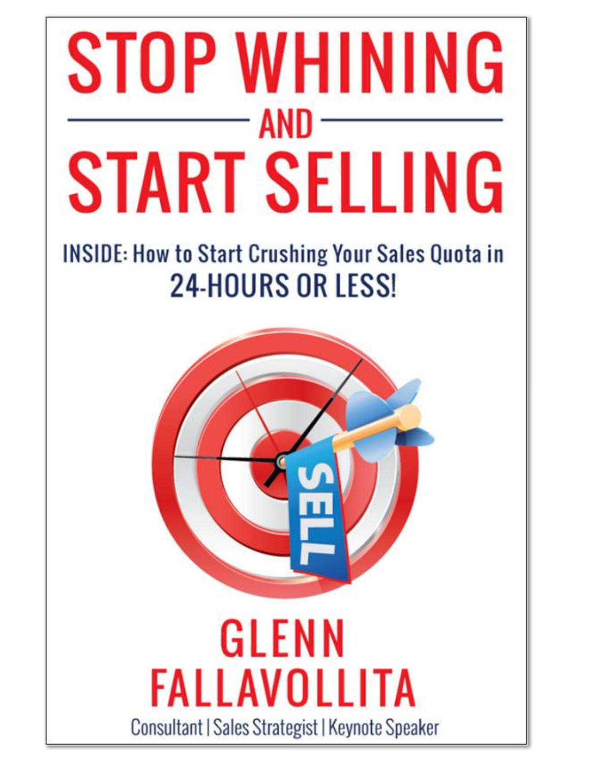# STOP WHINING AND START SELLING

**INSIDE: How to Start Crushing Your Sales Quota in 24-HOURS OR LESS!**

## GLENN FALLAVOLLITA

Consultant | Sales Strategist | Keynote Speaker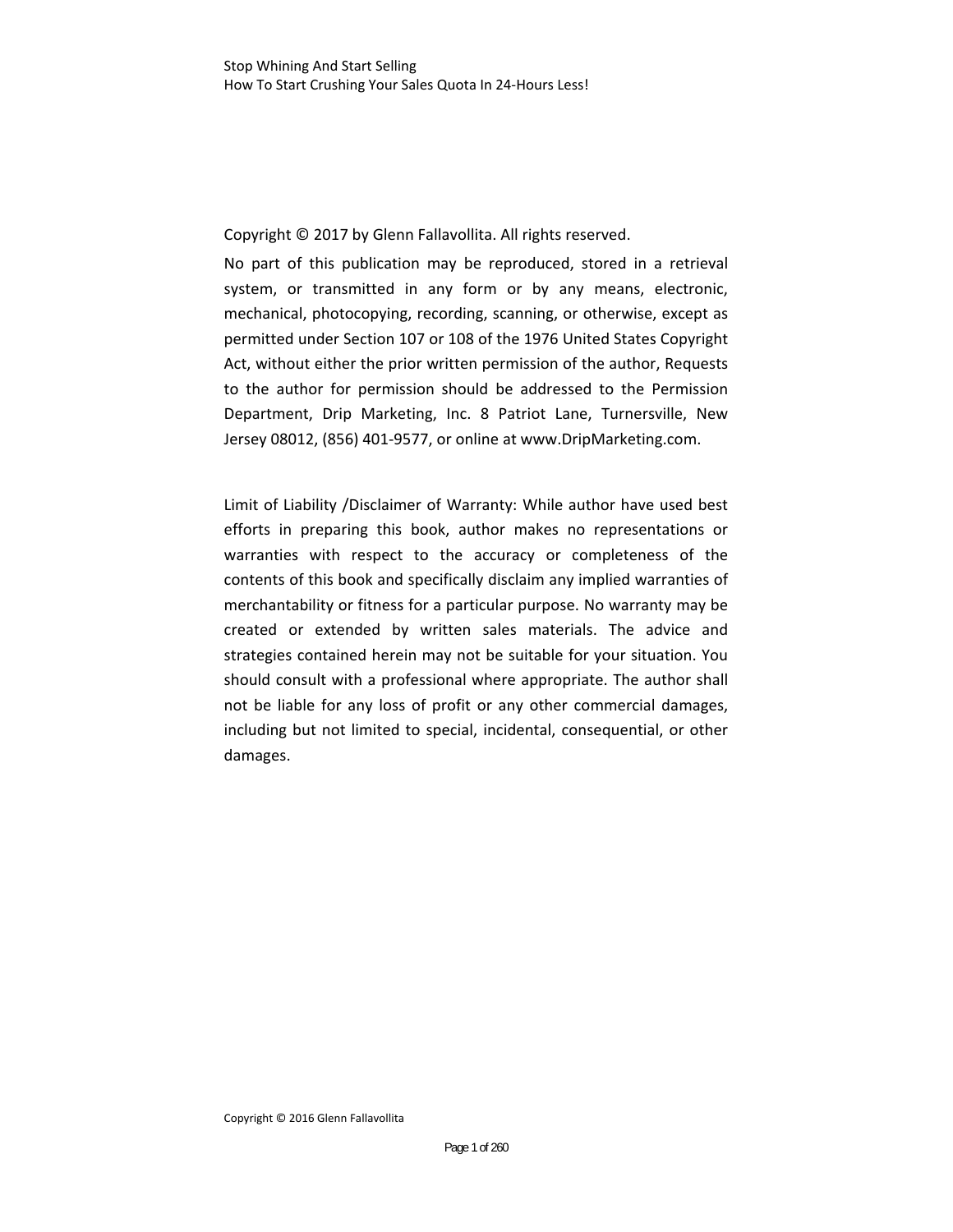Copyright © 2017 by Glenn Fallavollita. All rights reserved.

No part of this publication may be reproduced, stored in a retrieval system, or transmitted in any form or by any means, electronic, mechanical, photocopying, recording, scanning, or otherwise, except as permitted under Section 107 or 108 of the 1976 United States Copyright Act, without either the prior written permission of the author, Requests to the author for permission should be addressed to the Permission Department, Drip Marketing, Inc. 8 Patriot Lane, Turnersville, New Jersey 08012, (856) 401-9577, or online at www.DripMarketing.com.

Limit of Liability /Disclaimer of Warranty: While author have used best efforts in preparing this book, author makes no representations or warranties with respect to the accuracy or completeness of the contents of this book and specifically disclaim any implied warranties of merchantability or fitness for a particular purpose. No warranty may be created or extended by written sales materials. The advice and strategies contained herein may not be suitable for your situation. You should consult with a professional where appropriate. The author shall not be liable for any loss of profit or any other commercial damages, including but not limited to special, incidental, consequential, or other damages.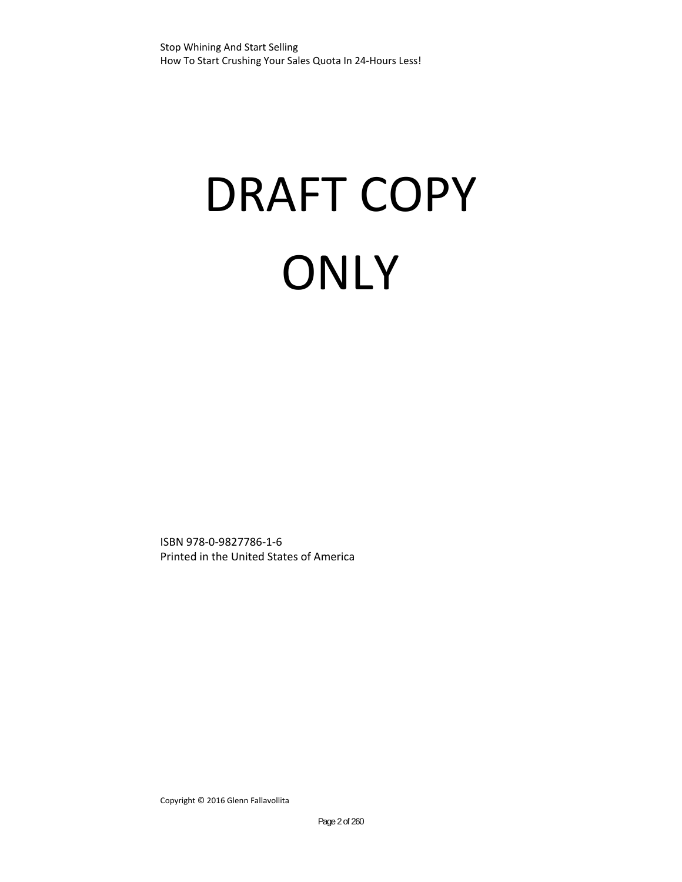# DRAFT COPY ONLY

ISBN 978-0-9827786-1-6
Printed in the United States of America

Copyright © 2016 Glenn Fallavollita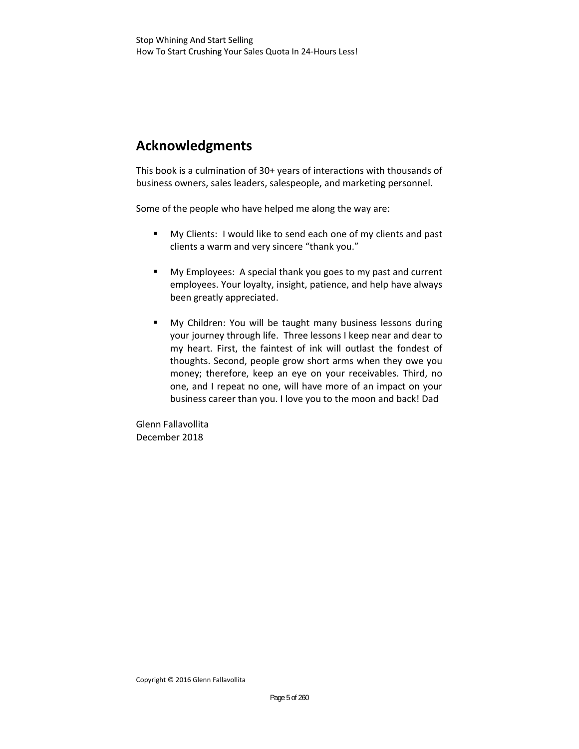## Acknowledgments

This book is a culmination of 30+ years of interactions with thousands of business owners, sales leaders, salespeople, and marketing personnel.

Some of the people who have helped me along the way are:

- My Clients: I would like to send each one of my clients and past clients a warm and very sincere "thank you."

- My Employees: A special thank you goes to my past and current employees. Your loyalty, insight, patience, and help have always been greatly appreciated.

- My Children: You will be taught many business lessons during your journey through life. Three lessons I keep near and dear to my heart. First, the faintest of ink will outlast the fondest of thoughts. Second, people grow short arms when they owe you money; therefore, keep an eye on your receivables. Third, no one, and I repeat no one, will have more of an impact on your business career than you. I love you to the moon and back! Dad

Glenn Fallavollita
December 2018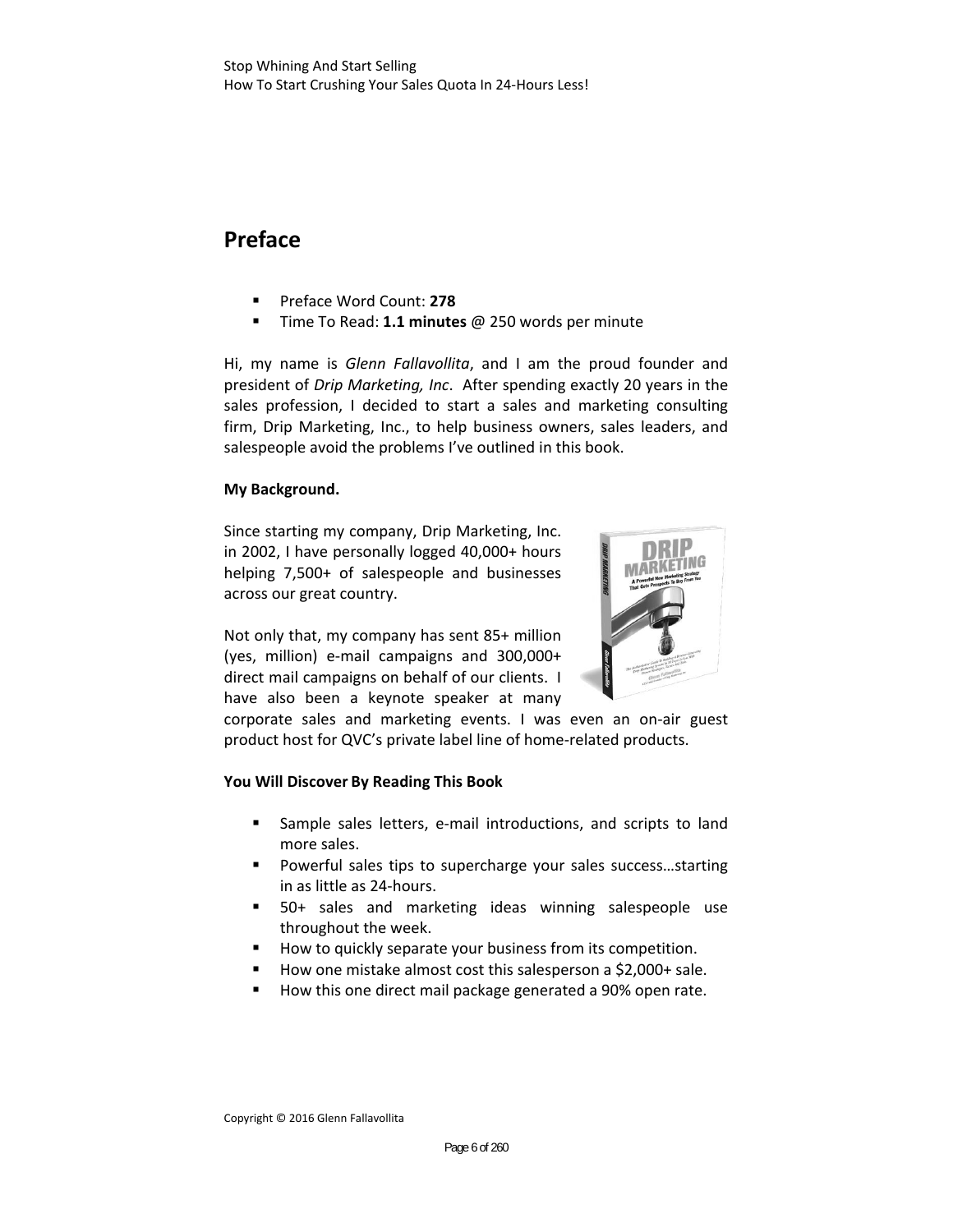## Preface

- Preface Word Count: **278**
- Time To Read: **1.1 minutes** @ 250 words per minute

Hi, my name is *Glenn Fallavollita*, and I am the proud founder and president of *Drip Marketing, Inc*. After spending exactly 20 years in the sales profession, I decided to start a sales and marketing consulting firm, Drip Marketing, Inc., to help business owners, sales leaders, and salespeople avoid the problems I've outlined in this book.

**My Background.**

Since starting my company, Drip Marketing, Inc. in 2002, I have personally logged 40,000+ hours helping 7,500+ of salespeople and businesses across our great country.

Not only that, my company has sent 85+ million (yes, million) e-mail campaigns and 300,000+ direct mail campaigns on behalf of our clients. I have also been a keynote speaker at many corporate sales and marketing events. I was even an on-air guest product host for QVC's private label line of home-related products.

**You Will Discover By Reading This Book**

- Sample sales letters, e-mail introductions, and scripts to land more sales.
- Powerful sales tips to supercharge your sales success…starting in as little as 24-hours.
- 50+ sales and marketing ideas winning salespeople use throughout the week.
- How to quickly separate your business from its competition.
- How one mistake almost cost this salesperson a $2,000+ sale.
- How this one direct mail package generated a 90% open rate.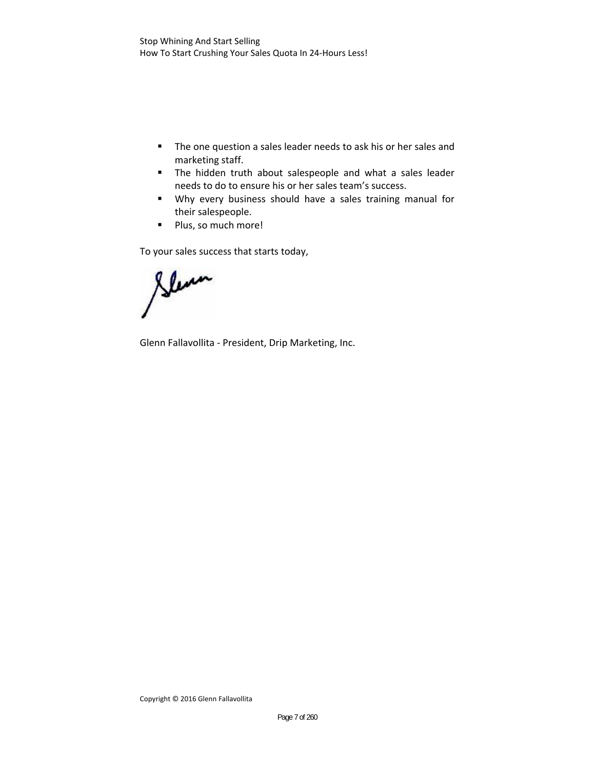- The one question a sales leader needs to ask his or her sales and marketing staff.
- The hidden truth about salespeople and what a sales leader needs to do to ensure his or her sales team's success.
- Why every business should have a sales training manual for their salespeople.
- Plus, so much more!

To your sales success that starts today,

Glenn

Glenn Fallavollita - President, Drip Marketing, Inc.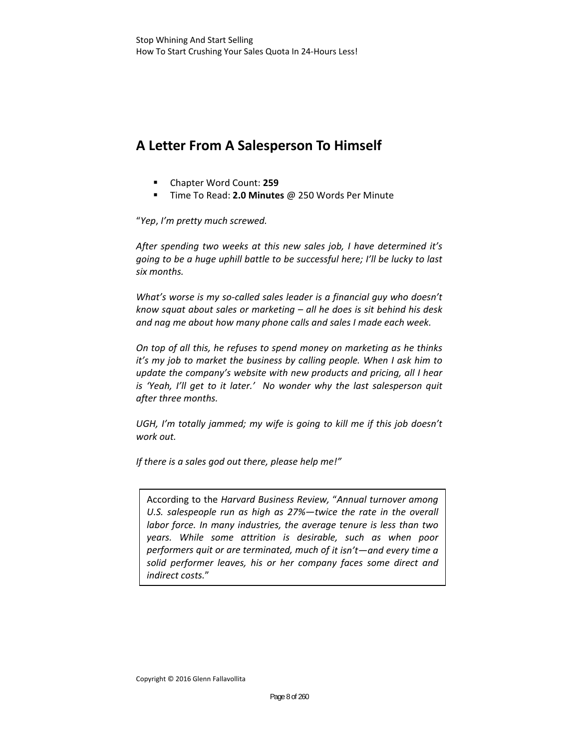## A Letter From A Salesperson To Himself

- Chapter Word Count: **259**
- Time To Read: **2.0 Minutes** @ 250 Words Per Minute

"*Yep*, *I'm pretty much screwed.*

*After spending two weeks at this new sales job, I have determined it's going to be a huge uphill battle to be successful here; I'll be lucky to last six months.*

*What's worse is my so-called sales leader is a financial guy who doesn't know squat about sales or marketing – all he does is sit behind his desk and nag me about how many phone calls and sales I made each week.*

*On top of all this, he refuses to spend money on marketing as he thinks it's my job to market the business by calling people. When I ask him to update the company's website with new products and pricing, all I hear is 'Yeah, I'll get to it later.' No wonder why the last salesperson quit after three months.*

*UGH, I'm totally jammed; my wife is going to kill me if this job doesn't work out.*

*If there is a sales god out there, please help me!*"

> According to the *Harvard Business Review*, "*Annual turnover among U.S. salespeople run as high as 27%—twice the rate in the overall labor force. In many industries, the average tenure is less than two years. While some attrition is desirable, such as when poor performers quit or are terminated, much of it isn't—and every time a solid performer leaves, his or her company faces some direct and indirect costs.*"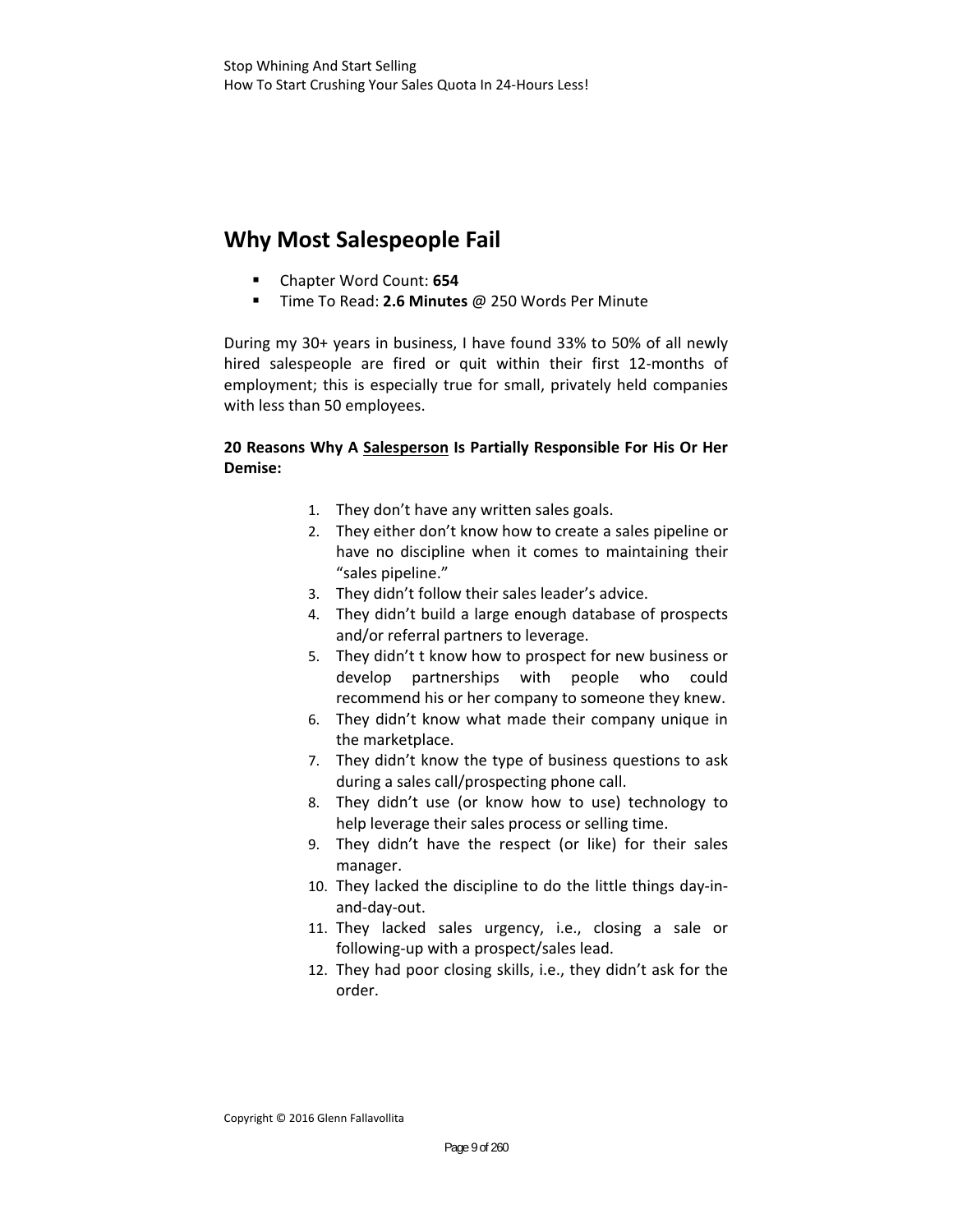## Why Most Salespeople Fail

- Chapter Word Count: **654**
- Time To Read: **2.6 Minutes** @ 250 Words Per Minute

During my 30+ years in business, I have found 33% to 50% of all newly hired salespeople are fired or quit within their first 12-months of employment; this is especially true for small, privately held companies with less than 50 employees.

**20 Reasons Why A <u>Salesperson</u> Is Partially Responsible For His Or Her Demise:**

1. They don't have any written sales goals.
2. They either don't know how to create a sales pipeline or have no discipline when it comes to maintaining their "sales pipeline."
3. They didn't follow their sales leader's advice.
4. They didn't build a large enough database of prospects and/or referral partners to leverage.
5. They didn't t know how to prospect for new business or develop partnerships with people who could recommend his or her company to someone they knew.
6. They didn't know what made their company unique in the marketplace.
7. They didn't know the type of business questions to ask during a sales call/prospecting phone call.
8. They didn't use (or know how to use) technology to help leverage their sales process or selling time.
9. They didn't have the respect (or like) for their sales manager.
10. They lacked the discipline to do the little things day-in-and-day-out.
11. They lacked sales urgency, i.e., closing a sale or following-up with a prospect/sales lead.
12. They had poor closing skills, i.e., they didn't ask for the order.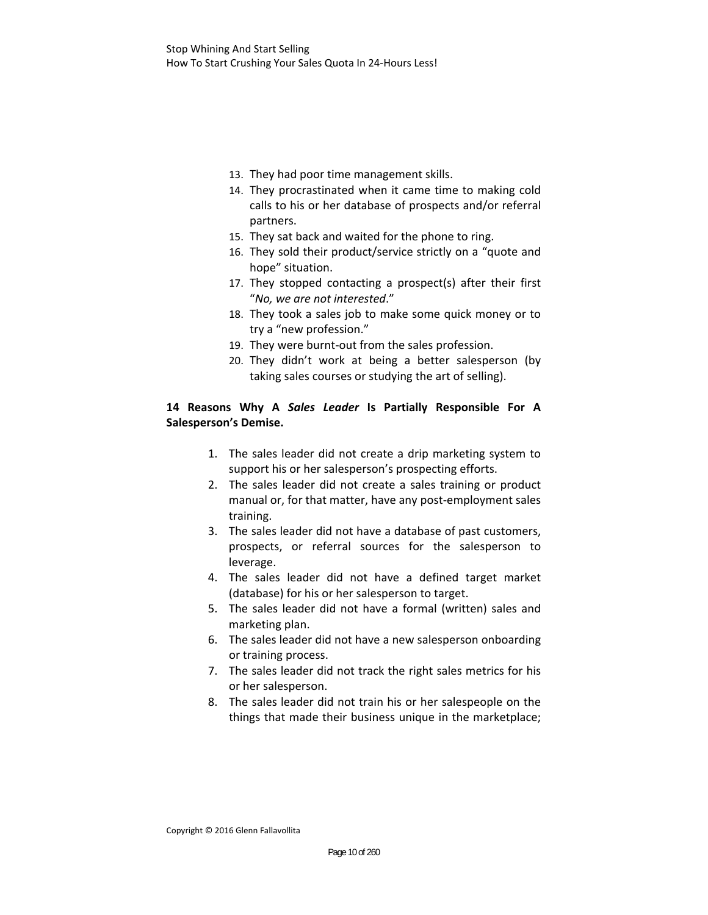13. They had poor time management skills.
14. They procrastinated when it came time to making cold calls to his or her database of prospects and/or referral partners.
15. They sat back and waited for the phone to ring.
16. They sold their product/service strictly on a "quote and hope" situation.
17. They stopped contacting a prospect(s) after their first "*No, we are not interested*."
18. They took a sales job to make some quick money or to try a "new profession."
19. They were burnt-out from the sales profession.
20. They didn't work at being a better salesperson (by taking sales courses or studying the art of selling).

**14 Reasons Why A *Sales Leader* Is Partially Responsible For A Salesperson's Demise.**

1. The sales leader did not create a drip marketing system to support his or her salesperson's prospecting efforts.
2. The sales leader did not create a sales training or product manual or, for that matter, have any post-employment sales training.
3. The sales leader did not have a database of past customers, prospects, or referral sources for the salesperson to leverage.
4. The sales leader did not have a defined target market (database) for his or her salesperson to target.
5. The sales leader did not have a formal (written) sales and marketing plan.
6. The sales leader did not have a new salesperson onboarding or training process.
7. The sales leader did not track the right sales metrics for his or her salesperson.
8. The sales leader did not train his or her salespeople on the things that made their business unique in the marketplace;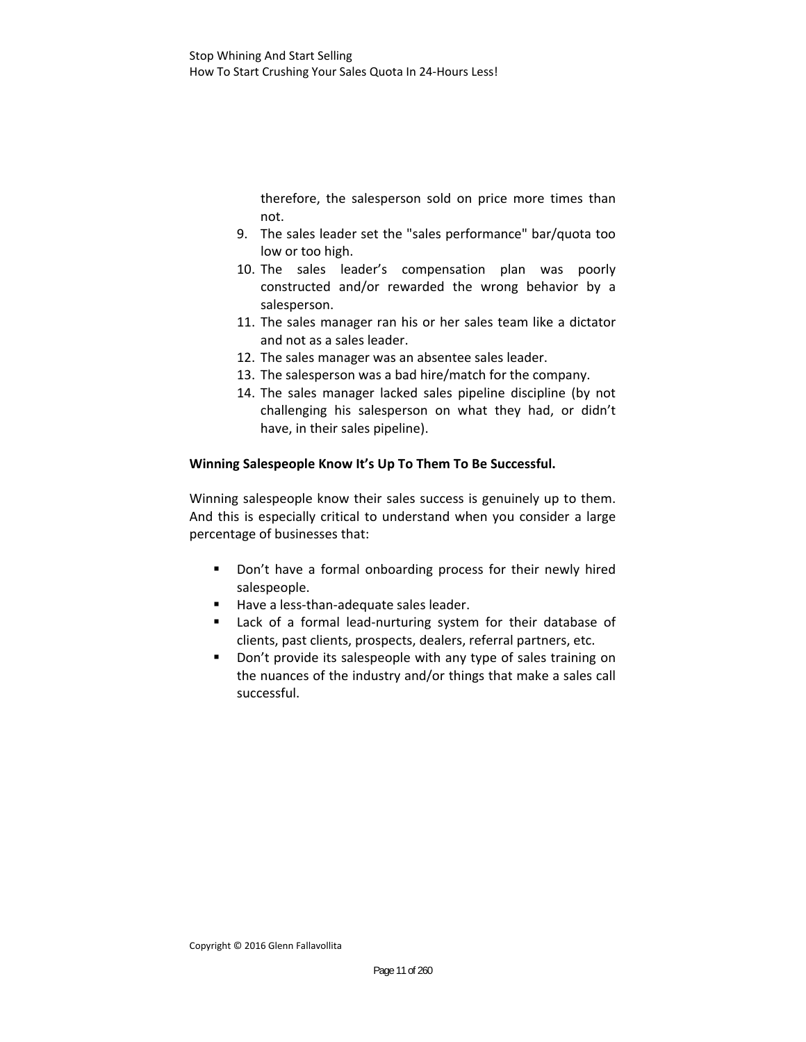therefore, the salesperson sold on price more times than not.

9. The sales leader set the "sales performance" bar/quota too low or too high.
10. The sales leader's compensation plan was poorly constructed and/or rewarded the wrong behavior by a salesperson.
11. The sales manager ran his or her sales team like a dictator and not as a sales leader.
12. The sales manager was an absentee sales leader.
13. The salesperson was a bad hire/match for the company.
14. The sales manager lacked sales pipeline discipline (by not challenging his salesperson on what they had, or didn't have, in their sales pipeline).

**Winning Salespeople Know It's Up To Them To Be Successful.**

Winning salespeople know their sales success is genuinely up to them. And this is especially critical to understand when you consider a large percentage of businesses that:

- Don't have a formal onboarding process for their newly hired salespeople.
- Have a less-than-adequate sales leader.
- Lack of a formal lead-nurturing system for their database of clients, past clients, prospects, dealers, referral partners, etc.
- Don't provide its salespeople with any type of sales training on the nuances of the industry and/or things that make a sales call successful.

Copyright © 2016 Glenn Fallavollita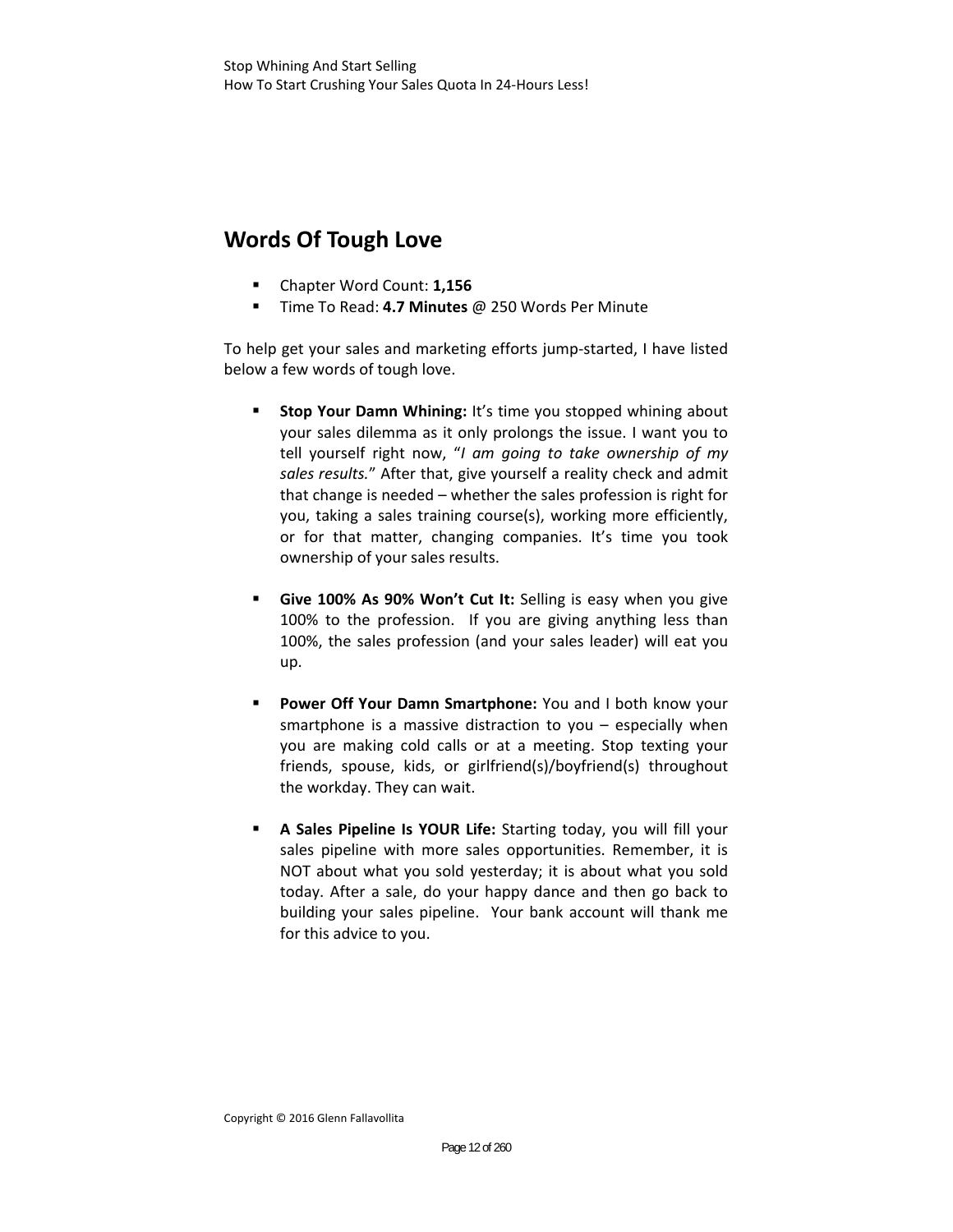## Words Of Tough Love

- Chapter Word Count: **1,156**
- Time To Read: **4.7 Minutes** @ 250 Words Per Minute

To help get your sales and marketing efforts jump-started, I have listed below a few words of tough love.

- **Stop Your Damn Whining:** It's time you stopped whining about your sales dilemma as it only prolongs the issue. I want you to tell yourself right now, "*I am going to take ownership of my sales results.*" After that, give yourself a reality check and admit that change is needed – whether the sales profession is right for you, taking a sales training course(s), working more efficiently, or for that matter, changing companies. It's time you took ownership of your sales results.

- **Give 100% As 90% Won't Cut It:** Selling is easy when you give 100% to the profession. If you are giving anything less than 100%, the sales profession (and your sales leader) will eat you up.

- **Power Off Your Damn Smartphone:** You and I both know your smartphone is a massive distraction to you – especially when you are making cold calls or at a meeting. Stop texting your friends, spouse, kids, or girlfriend(s)/boyfriend(s) throughout the workday. They can wait.

- **A Sales Pipeline Is YOUR Life:** Starting today, you will fill your sales pipeline with more sales opportunities. Remember, it is NOT about what you sold yesterday; it is about what you sold today. After a sale, do your happy dance and then go back to building your sales pipeline. Your bank account will thank me for this advice to you.

Copyright © 2016 Glenn Fallavollita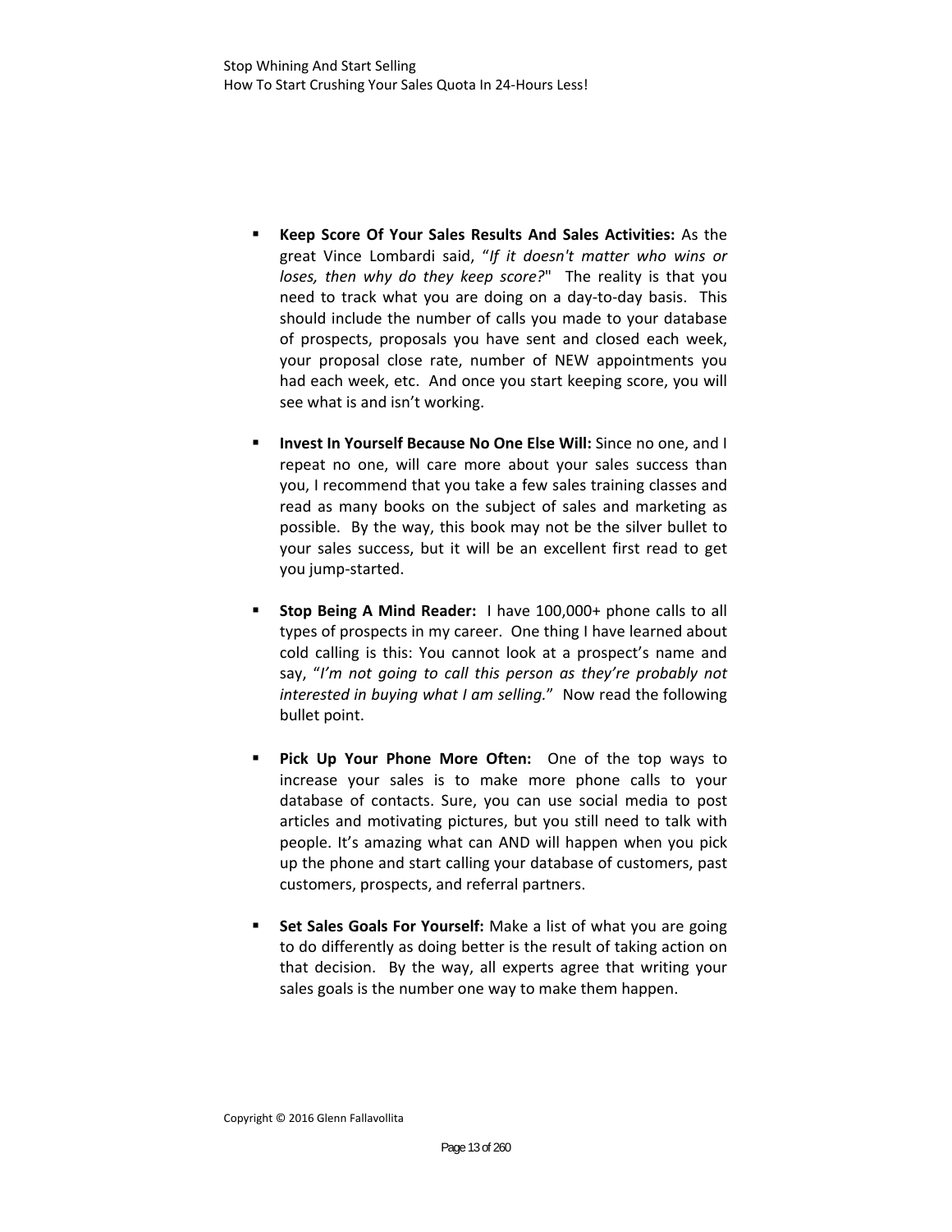- **Keep Score Of Your Sales Results And Sales Activities:** As the great Vince Lombardi said, "*If it doesn't matter who wins or loses, then why do they keep score?*" The reality is that you need to track what you are doing on a day-to-day basis. This should include the number of calls you made to your database of prospects, proposals you have sent and closed each week, your proposal close rate, number of NEW appointments you had each week, etc. And once you start keeping score, you will see what is and isn't working.

- **Invest In Yourself Because No One Else Will:** Since no one, and I repeat no one, will care more about your sales success than you, I recommend that you take a few sales training classes and read as many books on the subject of sales and marketing as possible. By the way, this book may not be the silver bullet to your sales success, but it will be an excellent first read to get you jump-started.

- **Stop Being A Mind Reader:** I have 100,000+ phone calls to all types of prospects in my career. One thing I have learned about cold calling is this: You cannot look at a prospect's name and say, "*I'm not going to call this person as they're probably not interested in buying what I am selling.*" Now read the following bullet point.

- **Pick Up Your Phone More Often:** One of the top ways to increase your sales is to make more phone calls to your database of contacts. Sure, you can use social media to post articles and motivating pictures, but you still need to talk with people. It's amazing what can AND will happen when you pick up the phone and start calling your database of customers, past customers, prospects, and referral partners.

- **Set Sales Goals For Yourself:** Make a list of what you are going to do differently as doing better is the result of taking action on that decision. By the way, all experts agree that writing your sales goals is the number one way to make them happen.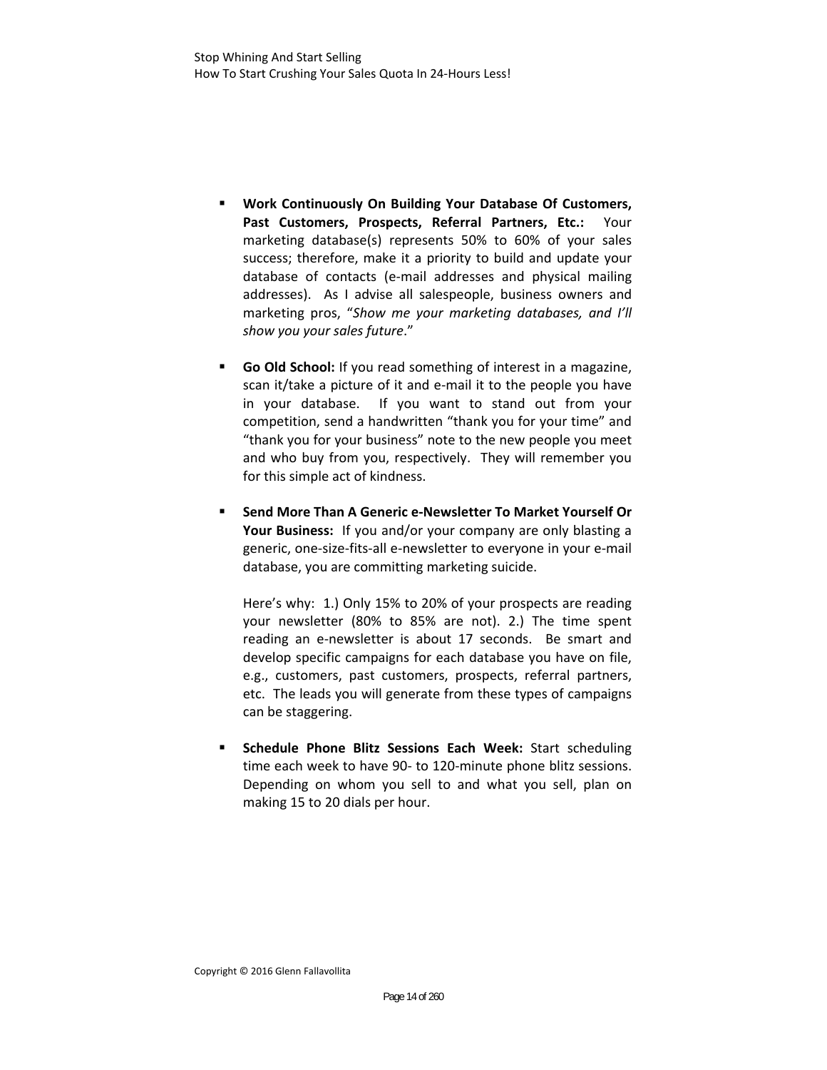- **Work Continuously On Building Your Database Of Customers, Past Customers, Prospects, Referral Partners, Etc.:** Your marketing database(s) represents 50% to 60% of your sales success; therefore, make it a priority to build and update your database of contacts (e-mail addresses and physical mailing addresses). As I advise all salespeople, business owners and marketing pros, "*Show me your marketing databases, and I'll show you your sales future*."

- **Go Old School:** If you read something of interest in a magazine, scan it/take a picture of it and e-mail it to the people you have in your database. If you want to stand out from your competition, send a handwritten "thank you for your time" and "thank you for your business" note to the new people you meet and who buy from you, respectively. They will remember you for this simple act of kindness.

- **Send More Than A Generic e-Newsletter To Market Yourself Or Your Business:** If you and/or your company are only blasting a generic, one-size-fits-all e-newsletter to everyone in your e-mail database, you are committing marketing suicide.

  Here's why: 1.) Only 15% to 20% of your prospects are reading your newsletter (80% to 85% are not). 2.) The time spent reading an e-newsletter is about 17 seconds. Be smart and develop specific campaigns for each database you have on file, e.g., customers, past customers, prospects, referral partners, etc. The leads you will generate from these types of campaigns can be staggering.

- **Schedule Phone Blitz Sessions Each Week:** Start scheduling time each week to have 90- to 120-minute phone blitz sessions. Depending on whom you sell to and what you sell, plan on making 15 to 20 dials per hour.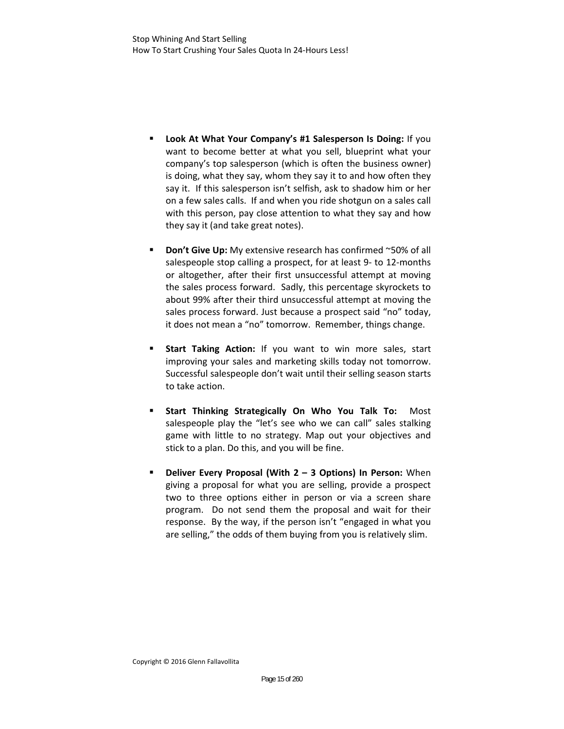- **Look At What Your Company's #1 Salesperson Is Doing:** If you want to become better at what you sell, blueprint what your company's top salesperson (which is often the business owner) is doing, what they say, whom they say it to and how often they say it. If this salesperson isn't selfish, ask to shadow him or her on a few sales calls. If and when you ride shotgun on a sales call with this person, pay close attention to what they say and how they say it (and take great notes).

- **Don't Give Up:** My extensive research has confirmed ~50% of all salespeople stop calling a prospect, for at least 9- to 12-months or altogether, after their first unsuccessful attempt at moving the sales process forward. Sadly, this percentage skyrockets to about 99% after their third unsuccessful attempt at moving the sales process forward. Just because a prospect said "no" today, it does not mean a "no" tomorrow. Remember, things change.

- **Start Taking Action:** If you want to win more sales, start improving your sales and marketing skills today not tomorrow. Successful salespeople don't wait until their selling season starts to take action.

- **Start Thinking Strategically On Who You Talk To:** Most salespeople play the "let's see who we can call" sales stalking game with little to no strategy. Map out your objectives and stick to a plan. Do this, and you will be fine.

- **Deliver Every Proposal (With 2 – 3 Options) In Person:** When giving a proposal for what you are selling, provide a prospect two to three options either in person or via a screen share program. Do not send them the proposal and wait for their response. By the way, if the person isn't "engaged in what you are selling," the odds of them buying from you is relatively slim.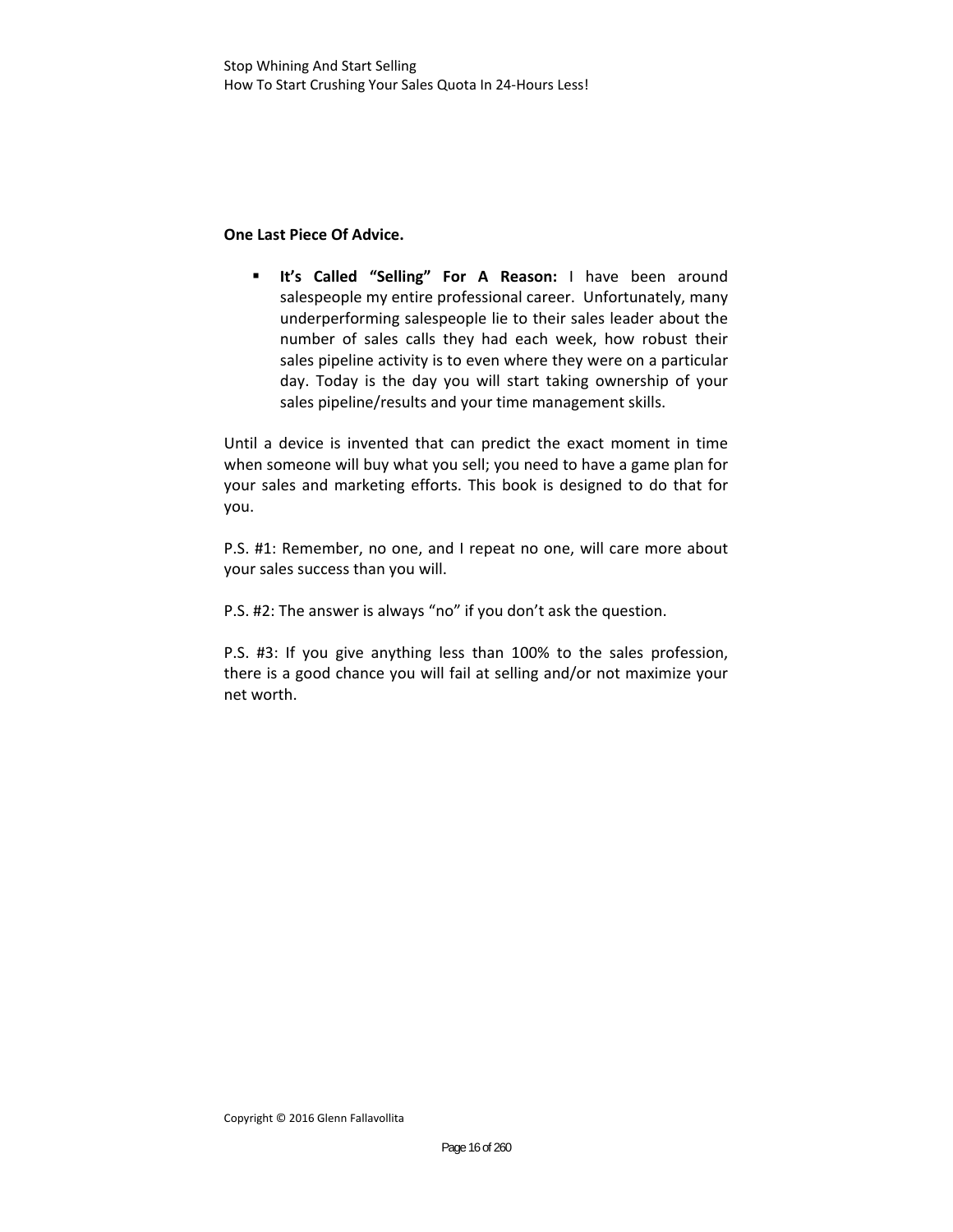**One Last Piece Of Advice.**

- **It's Called "Selling" For A Reason:** I have been around salespeople my entire professional career. Unfortunately, many underperforming salespeople lie to their sales leader about the number of sales calls they had each week, how robust their sales pipeline activity is to even where they were on a particular day. Today is the day you will start taking ownership of your sales pipeline/results and your time management skills.

Until a device is invented that can predict the exact moment in time when someone will buy what you sell; you need to have a game plan for your sales and marketing efforts. This book is designed to do that for you.

P.S. #1: Remember, no one, and I repeat no one, will care more about your sales success than you will.

P.S. #2: The answer is always "no" if you don't ask the question.

P.S. #3: If you give anything less than 100% to the sales profession, there is a good chance you will fail at selling and/or not maximize your net worth.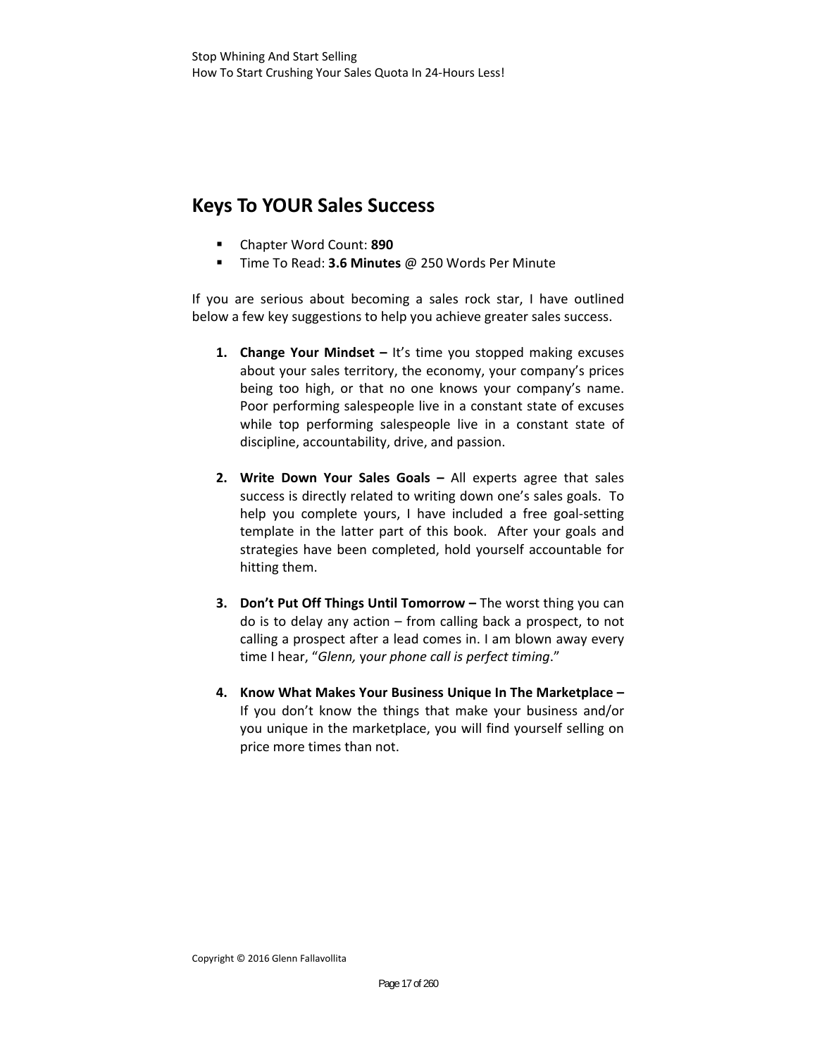## Keys To YOUR Sales Success

- Chapter Word Count: **890**
- Time To Read: **3.6 Minutes** @ 250 Words Per Minute

If you are serious about becoming a sales rock star, I have outlined below a few key suggestions to help you achieve greater sales success.

1. **Change Your Mindset –** It's time you stopped making excuses about your sales territory, the economy, your company's prices being too high, or that no one knows your company's name. Poor performing salespeople live in a constant state of excuses while top performing salespeople live in a constant state of discipline, accountability, drive, and passion.

2. **Write Down Your Sales Goals –** All experts agree that sales success is directly related to writing down one's sales goals. To help you complete yours, I have included a free goal-setting template in the latter part of this book. After your goals and strategies have been completed, hold yourself accountable for hitting them.

3. **Don't Put Off Things Until Tomorrow –** The worst thing you can do is to delay any action – from calling back a prospect, to not calling a prospect after a lead comes in. I am blown away every time I hear, "*Glenn, your phone call is perfect timing*."

4. **Know What Makes Your Business Unique In The Marketplace –** If you don't know the things that make your business and/or you unique in the marketplace, you will find yourself selling on price more times than not.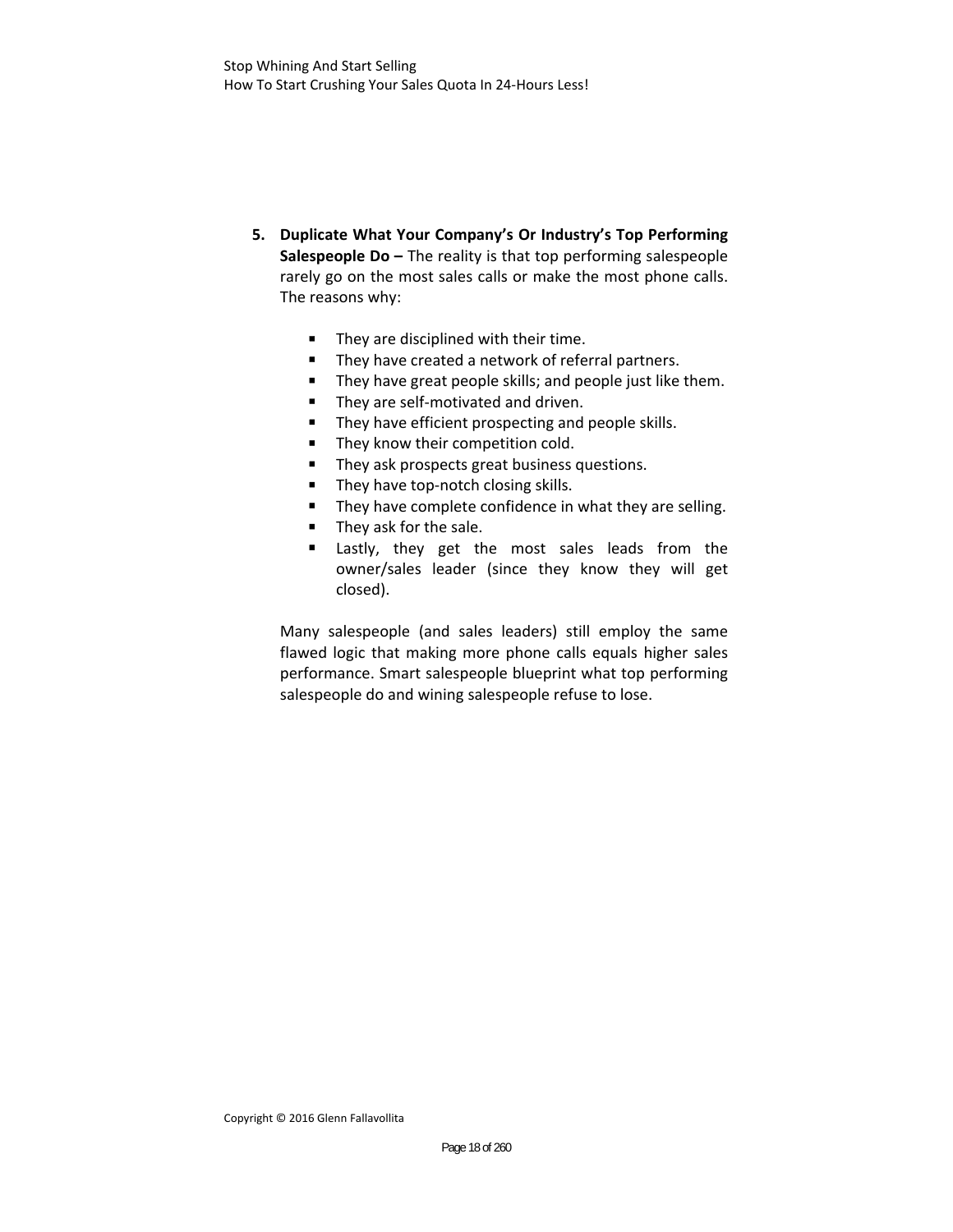5. **Duplicate What Your Company's Or Industry's Top Performing Salespeople Do –** The reality is that top performing salespeople rarely go on the most sales calls or make the most phone calls. The reasons why:

   - They are disciplined with their time.
   - They have created a network of referral partners.
   - They have great people skills; and people just like them.
   - They are self-motivated and driven.
   - They have efficient prospecting and people skills.
   - They know their competition cold.
   - They ask prospects great business questions.
   - They have top-notch closing skills.
   - They have complete confidence in what they are selling.
   - They ask for the sale.
   - Lastly, they get the most sales leads from the owner/sales leader (since they know they will get closed).

   Many salespeople (and sales leaders) still employ the same flawed logic that making more phone calls equals higher sales performance. Smart salespeople blueprint what top performing salespeople do and wining salespeople refuse to lose.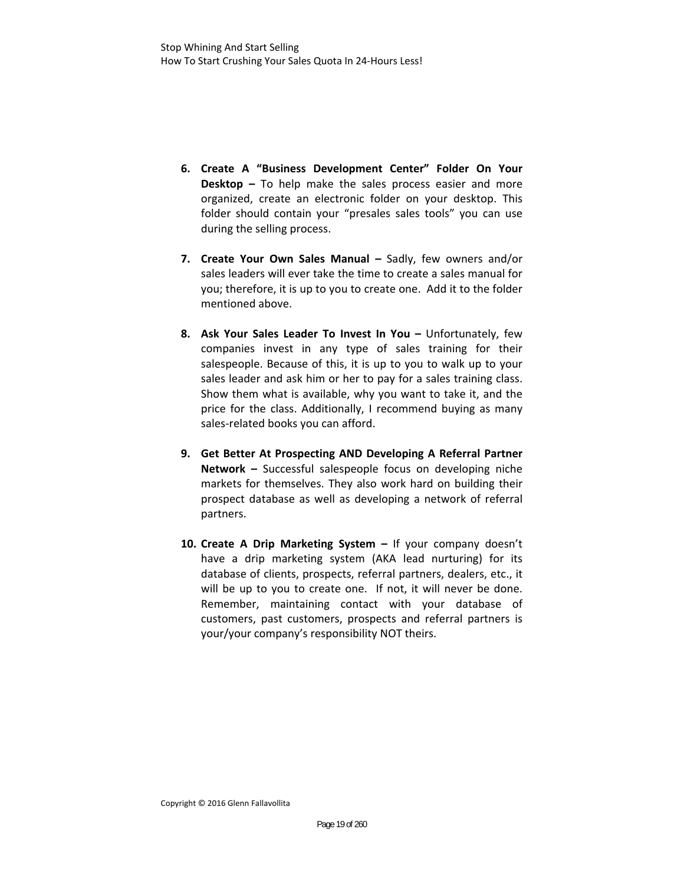6. **Create A "Business Development Center" Folder On Your Desktop –** To help make the sales process easier and more organized, create an electronic folder on your desktop. This folder should contain your "presales sales tools" you can use during the selling process.

7. **Create Your Own Sales Manual –** Sadly, few owners and/or sales leaders will ever take the time to create a sales manual for you; therefore, it is up to you to create one. Add it to the folder mentioned above.

8. **Ask Your Sales Leader To Invest In You –** Unfortunately, few companies invest in any type of sales training for their salespeople. Because of this, it is up to you to walk up to your sales leader and ask him or her to pay for a sales training class. Show them what is available, why you want to take it, and the price for the class. Additionally, I recommend buying as many sales-related books you can afford.

9. **Get Better At Prospecting AND Developing A Referral Partner Network –** Successful salespeople focus on developing niche markets for themselves. They also work hard on building their prospect database as well as developing a network of referral partners.

10. **Create A Drip Marketing System –** If your company doesn't have a drip marketing system (AKA lead nurturing) for its database of clients, prospects, referral partners, dealers, etc., it will be up to you to create one. If not, it will never be done. Remember, maintaining contact with your database of customers, past customers, prospects and referral partners is your/your company's responsibility NOT theirs.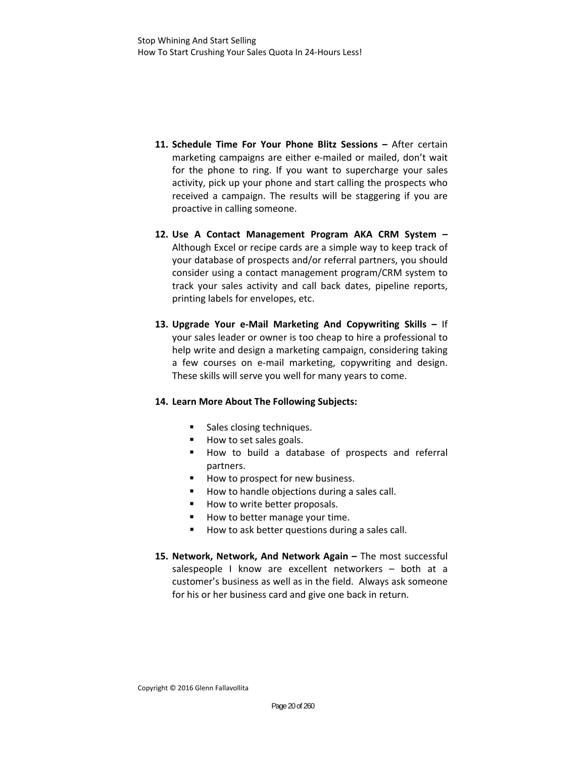11. **Schedule Time For Your Phone Blitz Sessions –** After certain marketing campaigns are either e-mailed or mailed, don't wait for the phone to ring. If you want to supercharge your sales activity, pick up your phone and start calling the prospects who received a campaign. The results will be staggering if you are proactive in calling someone.

12. **Use A Contact Management Program AKA CRM System –** Although Excel or recipe cards are a simple way to keep track of your database of prospects and/or referral partners, you should consider using a contact management program/CRM system to track your sales activity and call back dates, pipeline reports, printing labels for envelopes, etc.

13. **Upgrade Your e-Mail Marketing And Copywriting Skills –** If your sales leader or owner is too cheap to hire a professional to help write and design a marketing campaign, considering taking a few courses on e-mail marketing, copywriting and design. These skills will serve you well for many years to come.

14. **Learn More About The Following Subjects:**

    - Sales closing techniques.
    - How to set sales goals.
    - How to build a database of prospects and referral partners.
    - How to prospect for new business.
    - How to handle objections during a sales call.
    - How to write better proposals.
    - How to better manage your time.
    - How to ask better questions during a sales call.

15. **Network, Network, And Network Again –** The most successful salespeople I know are excellent networkers – both at a customer's business as well as in the field. Always ask someone for his or her business card and give one back in return.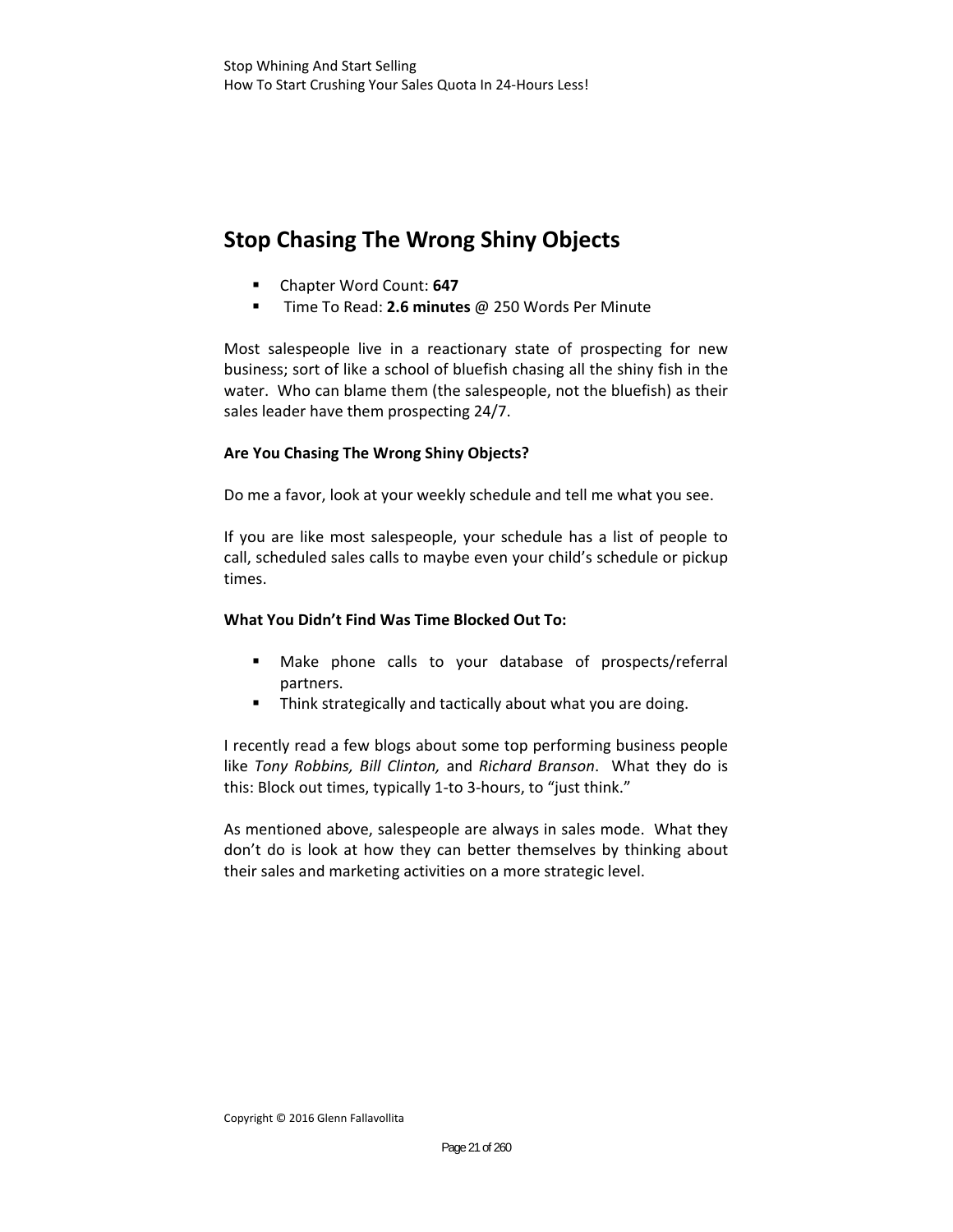## Stop Chasing The Wrong Shiny Objects

- Chapter Word Count: **647**
- Time To Read: **2.6 minutes** @ 250 Words Per Minute

Most salespeople live in a reactionary state of prospecting for new business; sort of like a school of bluefish chasing all the shiny fish in the water. Who can blame them (the salespeople, not the bluefish) as their sales leader have them prospecting 24/7.

**Are You Chasing The Wrong Shiny Objects?**

Do me a favor, look at your weekly schedule and tell me what you see.

If you are like most salespeople, your schedule has a list of people to call, scheduled sales calls to maybe even your child's schedule or pickup times.

**What You Didn't Find Was Time Blocked Out To:**

- Make phone calls to your database of prospects/referral partners.
- Think strategically and tactically about what you are doing.

I recently read a few blogs about some top performing business people like *Tony Robbins, Bill Clinton,* and *Richard Branson*. What they do is this: Block out times, typically 1-to 3-hours, to "just think."

As mentioned above, salespeople are always in sales mode. What they don't do is look at how they can better themselves by thinking about their sales and marketing activities on a more strategic level.

Copyright © 2016 Glenn Fallavollita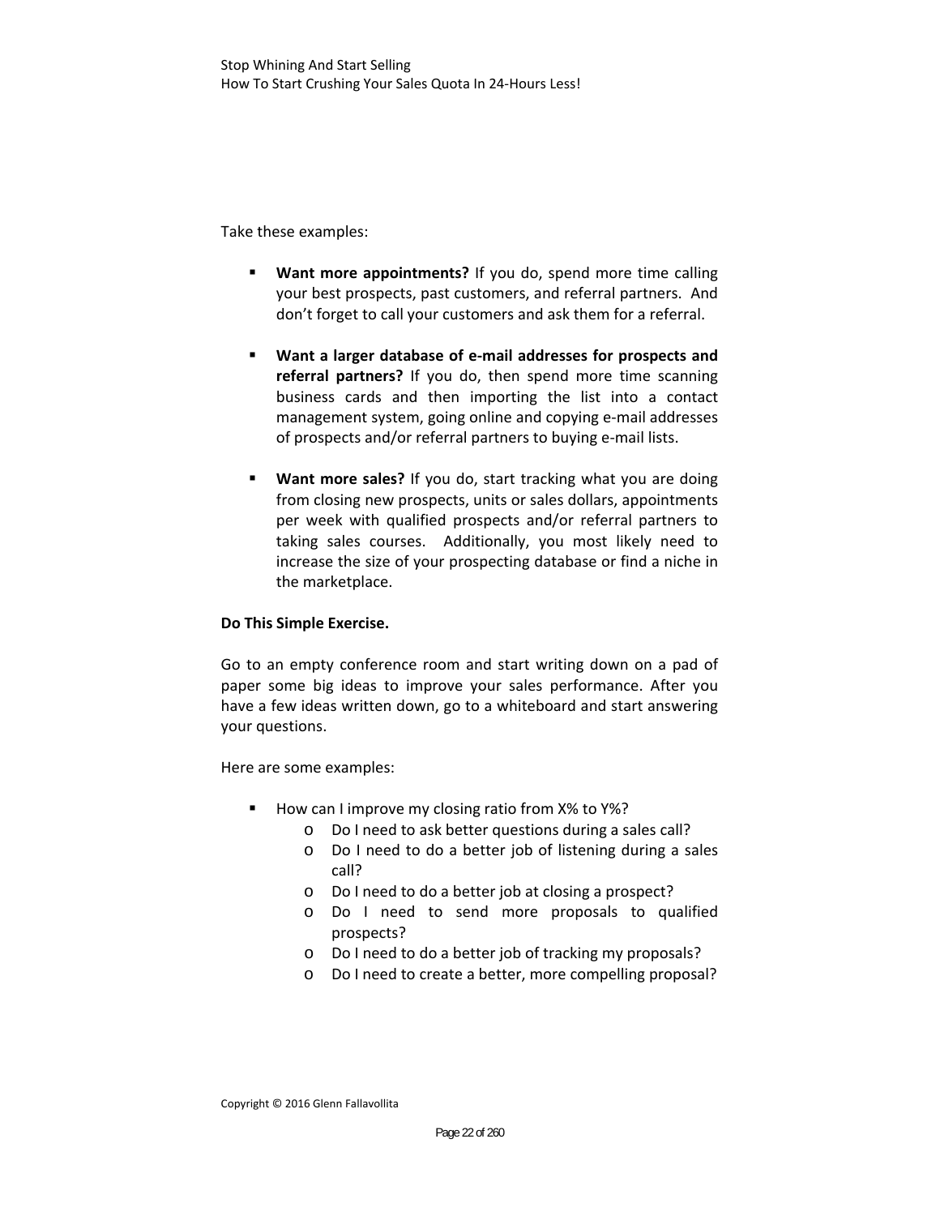Take these examples:

- **Want more appointments?** If you do, spend more time calling your best prospects, past customers, and referral partners. And don't forget to call your customers and ask them for a referral.

- **Want a larger database of e-mail addresses for prospects and referral partners?** If you do, then spend more time scanning business cards and then importing the list into a contact management system, going online and copying e-mail addresses of prospects and/or referral partners to buying e-mail lists.

- **Want more sales?** If you do, start tracking what you are doing from closing new prospects, units or sales dollars, appointments per week with qualified prospects and/or referral partners to taking sales courses. Additionally, you most likely need to increase the size of your prospecting database or find a niche in the marketplace.

**Do This Simple Exercise.**

Go to an empty conference room and start writing down on a pad of paper some big ideas to improve your sales performance. After you have a few ideas written down, go to a whiteboard and start answering your questions.

Here are some examples:

- How can I improve my closing ratio from X% to Y%?
  - Do I need to ask better questions during a sales call?
  - Do I need to do a better job of listening during a sales call?
  - Do I need to do a better job at closing a prospect?
  - Do I need to send more proposals to qualified prospects?
  - Do I need to do a better job of tracking my proposals?
  - Do I need to create a better, more compelling proposal?